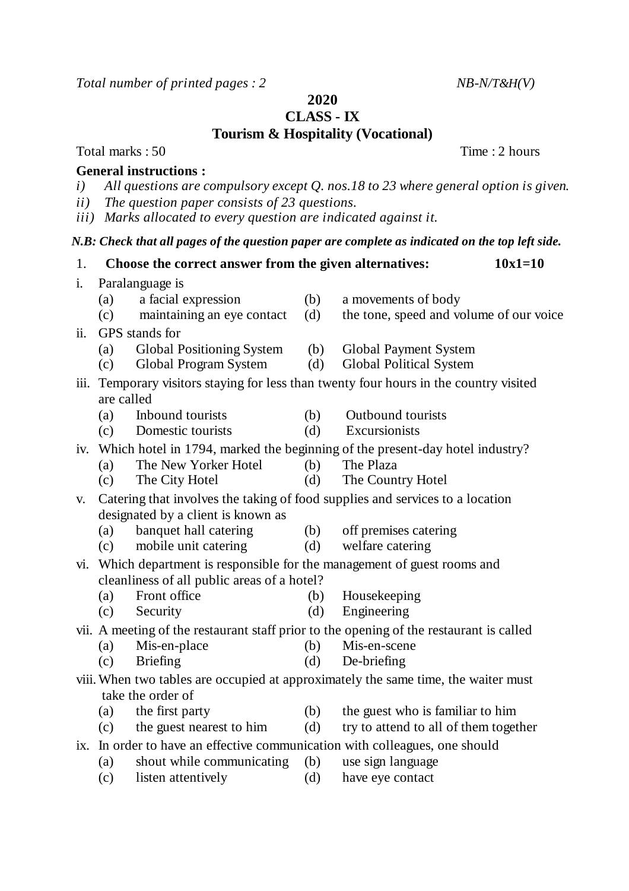*Total number of printed pages : 2* *NB-N/T&H(V)*

**2020**

**CLASS - IX**

**Tourism & Hospitality (Vocational)**

Total marks : 50 Time : 2 hours

**General instructions :**

*i) All questions are compulsory except Q. nos.18 to 23 where general option is given.*

*ii) The question paper consists of 23 questions.*

*iii) Marks allocated to every question are indicated against it.*

***N.B: Check that all pages of the question paper are complete as indicated on the top left side.***

1. **Choose the correct answer from the given alternatives:** **10x1=10**

i. Paralanguage is
   - (a) a facial expression
   - (b) a movements of body
   - (c) maintaining an eye contact
   - (d) the tone, speed and volume of our voice

ii. GPS stands for
   - (a) Global Positioning System
   - (b) Global Payment System
   - (c) Global Program System
   - (d) Global Political System

iii. Temporary visitors staying for less than twenty four hours in the country visited are called
   - (a) Inbound tourists
   - (b) Outbound tourists
   - (c) Domestic tourists
   - (d) Excursionists

iv. Which hotel in 1794, marked the beginning of the present-day hotel industry?
   - (a) The New Yorker Hotel
   - (b) The Plaza
   - (c) The City Hotel
   - (d) The Country Hotel

v. Catering that involves the taking of food supplies and services to a location designated by a client is known as
   - (a) banquet hall catering
   - (b) off premises catering
   - (c) mobile unit catering
   - (d) welfare catering

vi. Which department is responsible for the management of guest rooms and cleanliness of all public areas of a hotel?
   - (a) Front office
   - (b) Housekeeping
   - (c) Security
   - (d) Engineering

vii. A meeting of the restaurant staff prior to the opening of the restaurant is called
   - (a) Mis-en-place
   - (b) Mis-en-scene
   - (c) Briefing
   - (d) De-briefing

viii. When two tables are occupied at approximately the same time, the waiter must take the order of
   - (a) the first party
   - (b) the guest who is familiar to him
   - (c) the guest nearest to him
   - (d) try to attend to all of them together

ix. In order to have an effective communication with colleagues, one should
   - (a) shout while communicating
   - (b) use sign language
   - (c) listen attentively
   - (d) have eye contact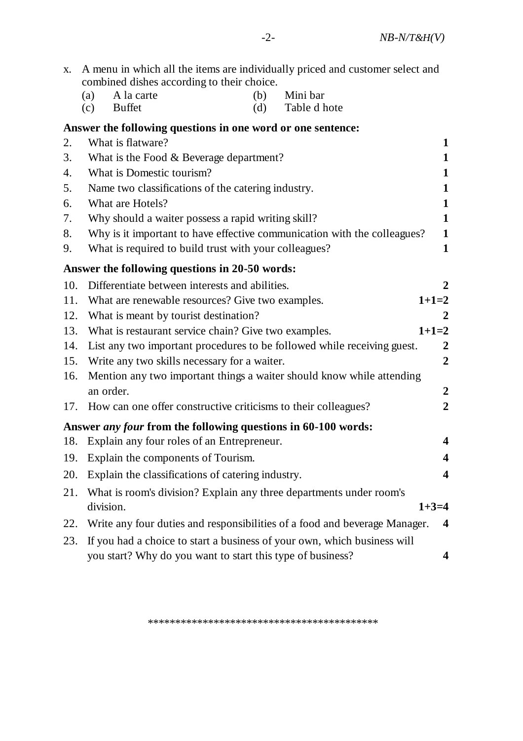x. A menu in which all the items are individually priced and customer select and combined dishes according to their choice.

(a) A la carte (b) Mini bar
(c) Buffet (d) Table d hote

**Answer the following questions in one word or one sentence:**

2. What is flatware? **1**
3. What is the Food & Beverage department? **1**
4. What is Domestic tourism? **1**
5. Name two classifications of the catering industry. **1**
6. What are Hotels? **1**
7. Why should a waiter possess a rapid writing skill? **1**
8. Why is it important to have effective communication with the colleagues? **1**
9. What is required to build trust with your colleagues? **1**

**Answer the following questions in 20-50 words:**

10. Differentiate between interests and abilities. **2**
11. What are renewable resources? Give two examples. **1+1=2**
12. What is meant by tourist destination? **2**
13. What is restaurant service chain? Give two examples. **1+1=2**
14. List any two important procedures to be followed while receiving guest. **2**
15. Write any two skills necessary for a waiter. **2**
16. Mention any two important things a waiter should know while attending an order. **2**
17. How can one offer constructive criticisms to their colleagues? **2**

**Answer *any four* from the following questions in 60-100 words:**

18. Explain any four roles of an Entrepreneur. **4**
19. Explain the components of Tourism. **4**
20. Explain the classifications of catering industry. **4**
21. What is room's division? Explain any three departments under room's division. **1+3=4**
22. Write any four duties and responsibilities of a food and beverage Manager. **4**
23. If you had a choice to start a business of your own, which business will you start? Why do you want to start this type of business? **4**

*******************************************